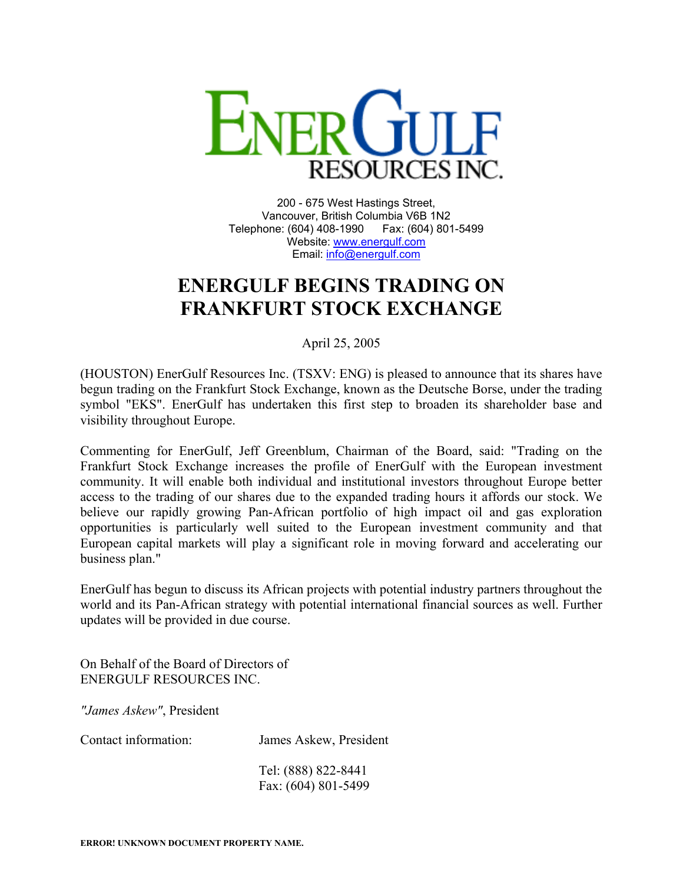ENERGULF RESOURCES INC.

200 - 675 West Hastings Street,
Vancouver, British Columbia V6B 1N2
Telephone: (604) 408-1990 Fax: (604) 801-5499
Website: www.energulf.com
Email: info@energulf.com

# ENERGULF BEGINS TRADING ON FRANKFURT STOCK EXCHANGE

April 25, 2005

(HOUSTON) EnerGulf Resources Inc. (TSXV: ENG) is pleased to announce that its shares have begun trading on the Frankfurt Stock Exchange, known as the Deutsche Borse, under the trading symbol "EKS". EnerGulf has undertaken this first step to broaden its shareholder base and visibility throughout Europe.

Commenting for EnerGulf, Jeff Greenblum, Chairman of the Board, said: "Trading on the Frankfurt Stock Exchange increases the profile of EnerGulf with the European investment community. It will enable both individual and institutional investors throughout Europe better access to the trading of our shares due to the expanded trading hours it affords our stock. We believe our rapidly growing Pan-African portfolio of high impact oil and gas exploration opportunities is particularly well suited to the European investment community and that European capital markets will play a significant role in moving forward and accelerating our business plan."

EnerGulf has begun to discuss its African projects with potential industry partners throughout the world and its Pan-African strategy with potential international financial sources as well. Further updates will be provided in due course.

On Behalf of the Board of Directors of
ENERGULF RESOURCES INC.

*"James Askew"*, President

Contact information: James Askew, President

Tel: (888) 822-8441
Fax: (604) 801-5499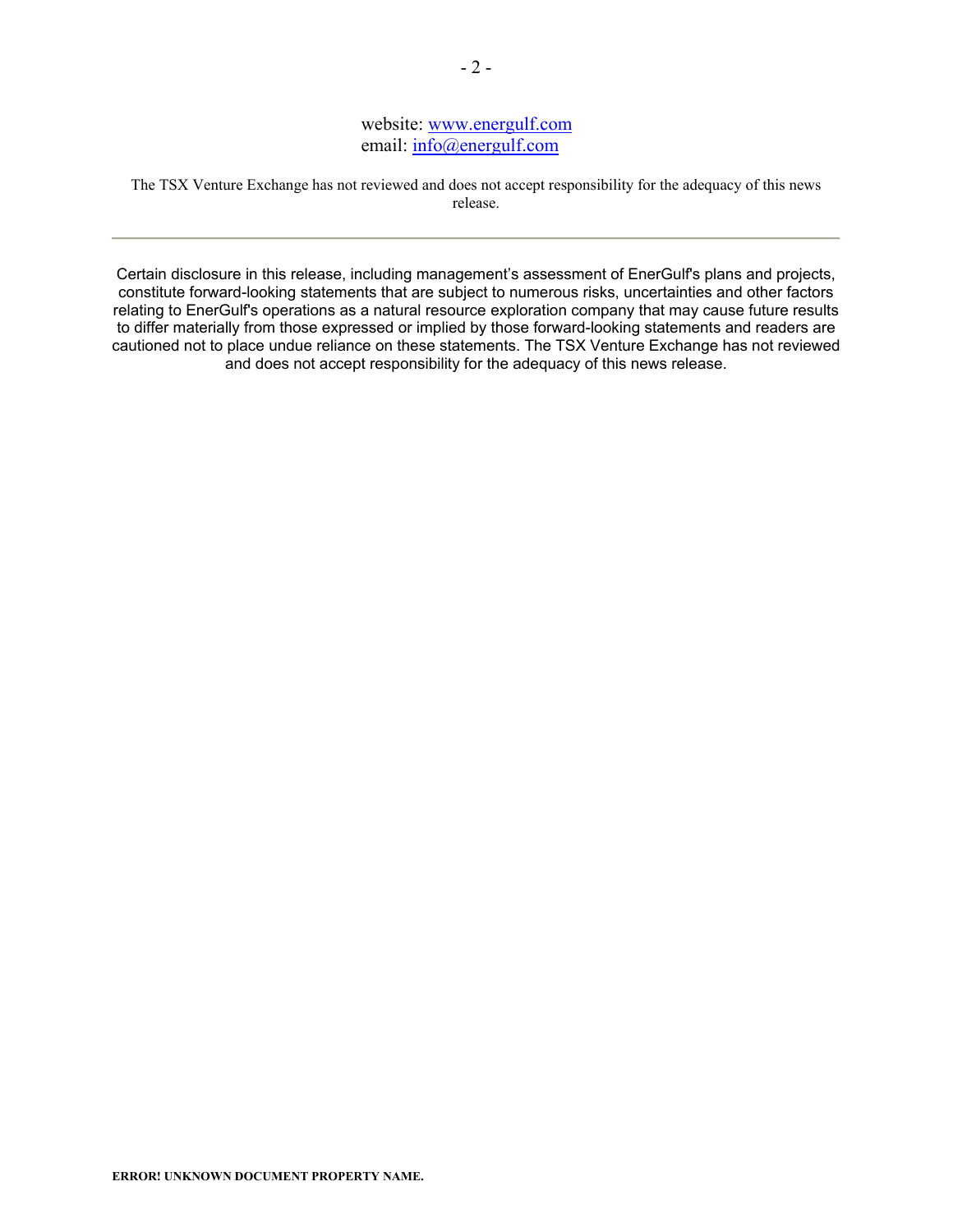website: www.energulf.com
email: info@energulf.com

The TSX Venture Exchange has not reviewed and does not accept responsibility for the adequacy of this news release.

---

Certain disclosure in this release, including management's assessment of EnerGulf's plans and projects, constitute forward-looking statements that are subject to numerous risks, uncertainties and other factors relating to EnerGulf's operations as a natural resource exploration company that may cause future results to differ materially from those expressed or implied by those forward-looking statements and readers are cautioned not to place undue reliance on these statements. The TSX Venture Exchange has not reviewed and does not accept responsibility for the adequacy of this news release.

**ERROR! UNKNOWN DOCUMENT PROPERTY NAME.**